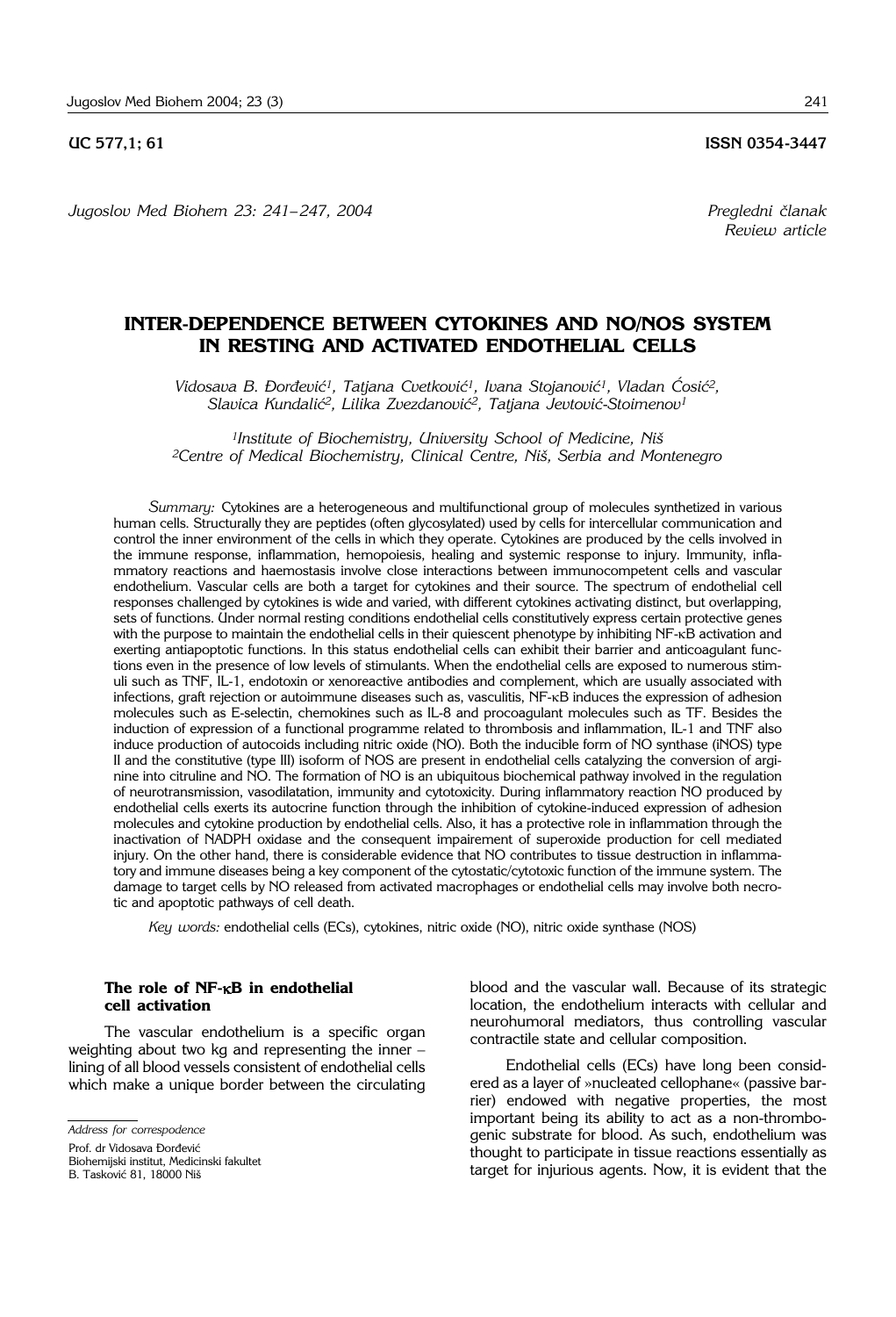UC 577,1; 61 ISSN 0354-3447

*Jugoslov Med Biohem 23: 241–247, 2004*

*Pregledni članak*
*Review article*

# INTER-DEPENDENCE BETWEEN CYTOKINES AND NO/NOS SYSTEM IN RESTING AND ACTIVATED ENDOTHELIAL CELLS

*Vidosava B. Đorđević[1], Tatjana Cvetković[1], Ivana Stojanović[1], Vladan Ćosić[2], Slavica Kundalić[2], Lilika Zvezdanović[2], Tatjana Jevtović-Stoimenov[1]*

*[1]Institute of Biochemistry, University School of Medicine, Niš*
*[2]Centre of Medical Biochemistry, Clinical Centre, Niš, Serbia and Montenegro*

*Summary:* Cytokines are a heterogeneous and multifunctional group of molecules synthetized in various human cells. Structurally they are peptides (often glycosylated) used by cells for intercellular communication and control the inner environment of the cells in which they operate. Cytokines are produced by the cells involved in the immune response, inflammation, hemopoiesis, healing and systemic response to injury. Immunity, inflammatory reactions and haemostasis involve close interactions between immunocompetent cells and vascular endothelium. Vascular cells are both a target for cytokines and their source. The spectrum of endothelial cell responses challenged by cytokines is wide and varied, with different cytokines activating distinct, but overlapping, sets of functions. Under normal resting conditions endothelial cells constitutively express certain protective genes with the purpose to maintain the endothelial cells in their quiescent phenotype by inhibiting NF-κB activation and exerting antiapoptotic functions. In this status endothelial cells can exhibit their barrier and anticoagulant functions even in the presence of low levels of stimulants. When the endothelial cells are exposed to numerous stimuli such as TNF, IL-1, endotoxin or xenoreactive antibodies and complement, which are usually associated with infections, graft rejection or autoimmune diseases such as, vasculitis, NF-κB induces the expression of adhesion molecules such as E-selectin, chemokines such as IL-8 and procoagulant molecules such as TF. Besides the induction of expression of a functional programme related to thrombosis and inflammation, IL-1 and TNF also induce production of autocoids including nitric oxide (NO). Both the inducible form of NO synthase (iNOS) type II and the constitutive (type III) isoform of NOS are present in endothelial cells catalyzing the conversion of arginine into citruline and NO. The formation of NO is an ubiquitous biochemical pathway involved in the regulation of neurotransmission, vasodilatation, immunity and cytotoxicity. During inflammatory reaction NO produced by endothelial cells exerts its autocrine function through the inhibition of cytokine-induced expression of adhesion molecules and cytokine production by endothelial cells. Also, it has a protective role in inflammation through the inactivation of NADPH oxidase and the consequent impairement of superoxide production for cell mediated injury. On the other hand, there is considerable evidence that NO contributes to tissue destruction in inflammatory and immune diseases being a key component of the cytostatic/cytotoxic function of the immune system. The damage to target cells by NO released from activated macrophages or endothelial cells may involve both necrotic and apoptotic pathways of cell death.

*Key words:* endothelial cells (ECs), cytokines, nitric oxide (NO), nitric oxide synthase (NOS)

## The role of NF-κB in endothelial cell activation

The vascular endothelium is a specific organ weighting about two kg and representing the inner – lining of all blood vessels consistent of endothelial cells which make a unique border between the circulating blood and the vascular wall. Because of its strategic location, the endothelium interacts with cellular and neurohumoral mediators, thus controlling vascular contractile state and cellular composition.

Endothelial cells (ECs) have long been considered as a layer of »nucleated cellophane« (passive barrier) endowed with negative properties, the most important being its ability to act as a non-thrombogenic substrate for blood. As such, endothelium was thought to participate in tissue reactions essentially as target for injurious agents. Now, it is evident that the

*Address for correspodence*

Prof. dr Vidosava Đorđević
Biohemijski institut, Medicinski fakultet
B. Tasković 81, 18000 Niš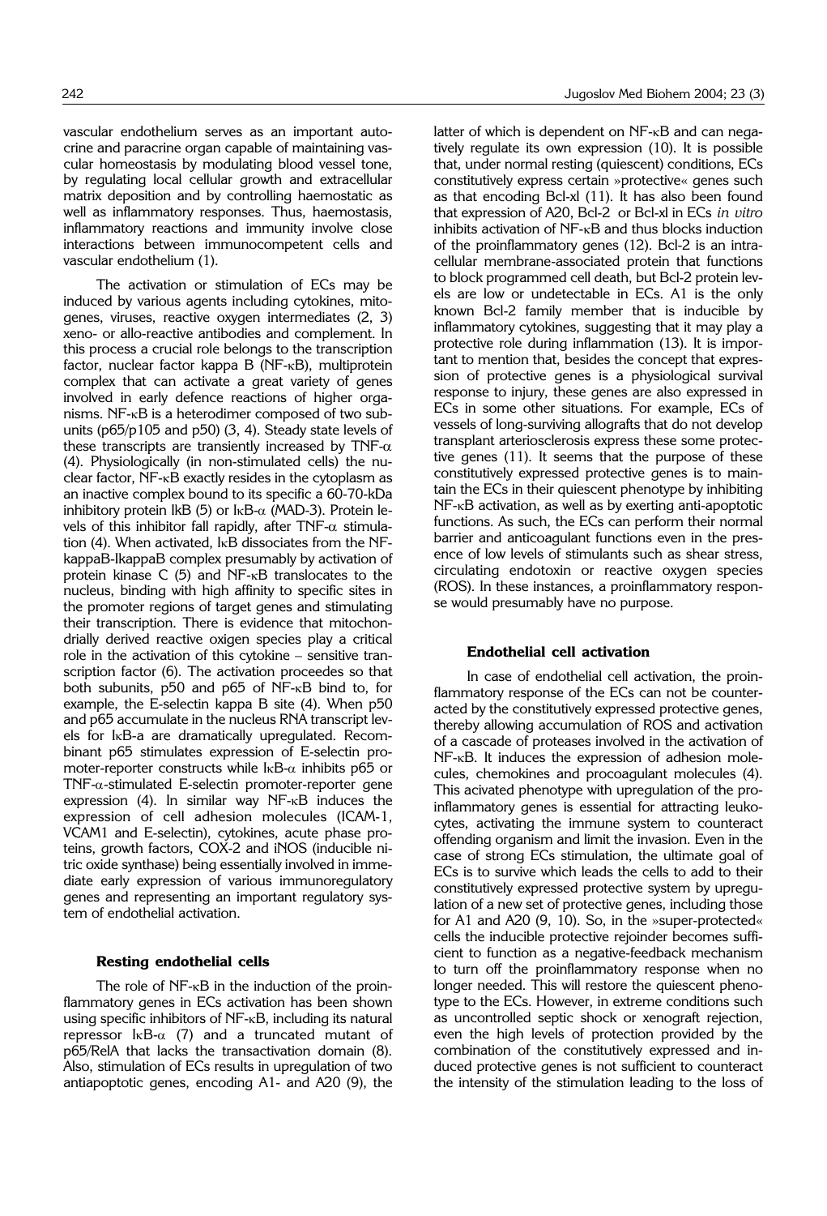vascular endothelium serves as an important autocrine and paracrine organ capable of maintaining vascular homeostasis by modulating blood vessel tone, by regulating local cellular growth and extracellular matrix deposition and by controlling haemostatic as well as inflammatory responses. Thus, haemostasis, inflammatory reactions and immunity involve close interactions between immunocompetent cells and vascular endothelium (1).

The activation or stimulation of ECs may be induced by various agents including cytokines, mitogenes, viruses, reactive oxygen intermediates (2, 3) xeno- or allo-reactive antibodies and complement. In this process a crucial role belongs to the transcription factor, nuclear factor kappa B (NF-κB), multiprotein complex that can activate a great variety of genes involved in early defence reactions of higher organisms. NF-κB is a heterodimer composed of two subunits (p65/p105 and p50) (3, 4). Steady state levels of these transcripts are transiently increased by TNF-$\alpha$ (4). Physiologically (in non-stimulated cells) the nuclear factor, NF-κB exactly resides in the cytoplasm as an inactive complex bound to its specific a 60-70-kDa inhibitory protein IkB (5) or IκB-$\alpha$ (MAD-3). Protein levels of this inhibitor fall rapidly, after TNF-$\alpha$ stimulation (4). When activated, IκB dissociates from the NF-kappaB-IkappaB complex presumably by activation of protein kinase C (5) and NF-κB translocates to the nucleus, binding with high affinity to specific sites in the promoter regions of target genes and stimulating their transcription. There is evidence that mitochondrially derived reactive oxigen species play a critical role in the activation of this cytokine – sensitive transcription factor (6). The activation proceedes so that both subunits, p50 and p65 of NF-κB bind to, for example, the E-selectin kappa B site (4). When p50 and p65 accumulate in the nucleus RNA transcript levels for IκB-a are dramatically upregulated. Recombinant p65 stimulates expression of E-selectin promoter-reporter constructs while IκB-$\alpha$ inhibits p65 or TNF-$\alpha$-stimulated E-selectin promoter-reporter gene expression (4). In similar way NF-κB induces the expression of cell adhesion molecules (ICAM-1, VCAM1 and E-selectin), cytokines, acute phase proteins, growth factors, COX-2 and iNOS (inducible nitric oxide synthase) being essentially involved in immediate early expression of various immunoregulatory genes and representing an important regulatory system of endothelial activation.

### Resting endothelial cells

The role of NF-κB in the induction of the proinflammatory genes in ECs activation has been shown using specific inhibitors of NF-κB, including its natural repressor IκB-$\alpha$ (7) and a truncated mutant of p65/RelA that lacks the transactivation domain (8). Also, stimulation of ECs results in upregulation of two antiapoptotic genes, encoding A1- and A20 (9), the latter of which is dependent on NF-κB and can negatively regulate its own expression (10). It is possible that, under normal resting (quiescent) conditions, ECs constitutively express certain »protective« genes such as that encoding Bcl-xl (11). It has also been found that expression of A20, Bcl-2 or Bcl-xl in ECs *in vitro* inhibits activation of NF-κB and thus blocks induction of the proinflammatory genes (12). Bcl-2 is an intracellular membrane-associated protein that functions to block programmed cell death, but Bcl-2 protein levels are low or undetectable in ECs. A1 is the only known Bcl-2 family member that is inducible by inflammatory cytokines, suggesting that it may play a protective role during inflammation (13). It is important to mention that, besides the concept that expression of protective genes is a physiological survival response to injury, these genes are also expressed in ECs in some other situations. For example, ECs of vessels of long-surviving allografts that do not develop transplant arteriosclerosis express these some protective genes (11). It seems that the purpose of these constitutively expressed protective genes is to maintain the ECs in their quiescent phenotype by inhibiting NF-κB activation, as well as by exerting anti-apoptotic functions. As such, the ECs can perform their normal barrier and anticoagulant functions even in the presence of low levels of stimulants such as shear stress, circulating endotoxin or reactive oxygen species (ROS). In these instances, a proinflammatory response would presumably have no purpose.

### Endothelial cell activation

In case of endothelial cell activation, the proinflammatory response of the ECs can not be counteracted by the constitutively expressed protective genes, thereby allowing accumulation of ROS and activation of a cascade of proteases involved in the activation of NF-κB. It induces the expression of adhesion molecules, chemokines and procoagulant molecules (4). This acivated phenotype with upregulation of the proinflammatory genes is essential for attracting leukocytes, activating the immune system to counteract offending organism and limit the invasion. Even in the case of strong ECs stimulation, the ultimate goal of ECs is to survive which leads the cells to add to their constitutively expressed protective system by upregulation of a new set of protective genes, including those for A1 and A20 (9, 10). So, in the »super-protected« cells the inducible protective rejoinder becomes sufficient to function as a negative-feedback mechanism to turn off the proinflammatory response when no longer needed. This will restore the quiescent phenotype to the ECs. However, in extreme conditions such as uncontrolled septic shock or xenograft rejection, even the high levels of protection provided by the combination of the constitutively expressed and induced protective genes is not sufficient to counteract the intensity of the stimulation leading to the loss of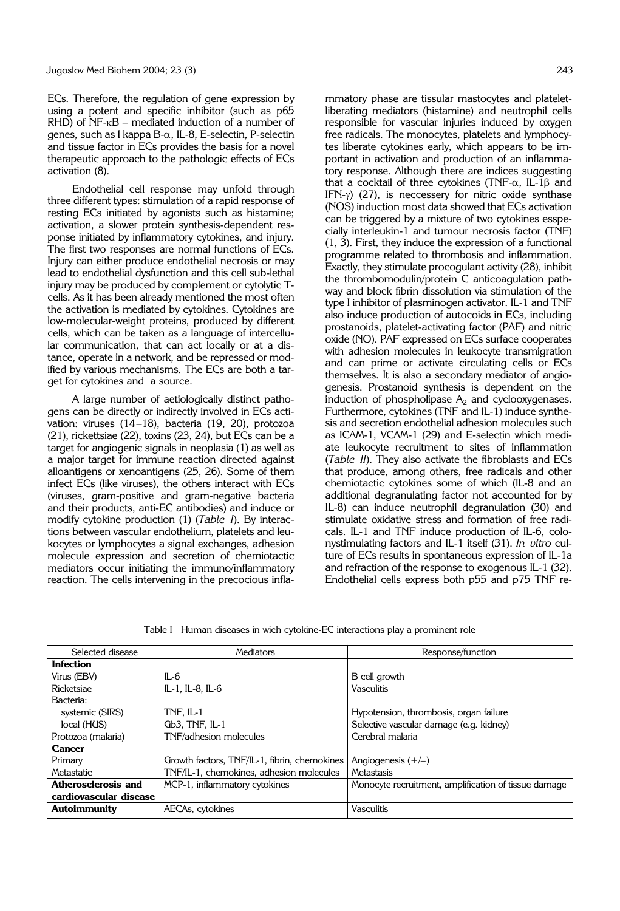ECs. Therefore, the regulation of gene expression by using a potent and specific inhibitor (such as p65 RHD) of NF-κB – mediated induction of a number of genes, such as I kappa B-α, IL-8, E-selectin, P-selectin and tissue factor in ECs provides the basis for a novel therapeutic approach to the pathologic effects of ECs activation (8).

Endothelial cell response may unfold through three different types: stimulation of a rapid response of resting ECs initiated by agonists such as histamine; activation, a slower protein synthesis-dependent response initiated by inflammatory cytokines, and injury. The first two responses are normal functions of ECs. Injury can either produce endothelial necrosis or may lead to endothelial dysfunction and this cell sub-lethal injury may be produced by complement or cytolytic T-cells. As it has been already mentioned the most often the activation is mediated by cytokines. Cytokines are low-molecular-weight proteins, produced by different cells, which can be taken as a language of intercellular communication, that can act locally or at a distance, operate in a network, and be repressed or modified by various mechanisms. The ECs are both a target for cytokines and a source.

A large number of aetiologically distinct pathogens can be directly or indirectly involved in ECs activation: viruses (14–18), bacteria (19, 20), protozoa (21), rickettsiae (22), toxins (23, 24), but ECs can be a target for angiogenic signals in neoplasia (1) as well as a major target for immune reaction directed against alloantigens or xenoantigens (25, 26). Some of them infect ECs (like viruses), the others interact with ECs (viruses, gram-positive and gram-negative bacteria and their products, anti-EC antibodies) and induce or modify cytokine production (1) (*Table I*). By interactions between vascular endothelium, platelets and leukocytes or lymphocytes a signal exchanges, adhesion molecule expression and secretion of chemiotactic mediators occur initiating the immuno/inflammatory reaction. The cells intervening in the precocious inflammatory phase are tissular mastocytes and platelet-liberating mediators (histamine) and neutrophil cells responsible for vascular injuries induced by oxygen free radicals. The monocytes, platelets and lymphocytes liberate cytokines early, which appears to be important in activation and production of an inflammatory response. Although there are indices suggesting that a cocktail of three cytokines (TNF-α, IL-1β and IFN-γ) (27), is neccessery for nitric oxide synthase (NOS) induction most data showed that ECs activation can be triggered by a mixture of two cytokines esspecially interleukin-1 and tumour necrosis factor (TNF) (1, 3). First, they induce the expression of a functional programme related to thrombosis and inflammation. Exactly, they stimulate procogulant activity (28), inhibit the thrombomodulin/protein C anticoagulation pathway and block fibrin dissolution via stimulation of the type I inhibitor of plasminogen activator. IL-1 and TNF also induce production of autocoids in ECs, including prostanoids, platelet-activating factor (PAF) and nitric oxide (NO). PAF expressed on ECs surface cooperates with adhesion molecules in leukocyte transmigration and can prime or activate circulating cells or ECs themselves. It is also a secondary mediator of angiogenesis. Prostanoid synthesis is dependent on the induction of phospholipase $A_2$ and cyclooxygenases. Furthermore, cytokines (TNF and IL-1) induce synthesis and secretion endothelial adhesion molecules such as ICAM-1, VCAM-1 (29) and E-selectin which mediate leukocyte recruitment to sites of inflammation (*Table II*). They also activate the fibroblasts and ECs that produce, among others, free radicals and other chemiotactic cytokines some of which (IL-8 and an additional degranulating factor not accounted for by IL-8) can induce neutrophil degranulation (30) and stimulate oxidative stress and formation of free radicals. IL-1 and TNF induce production of IL-6, colonystimulating factors and IL-1 itself (31). *In vitro* culture of ECs results in spontaneous expression of IL-1a and refraction of the response to exogenous IL-1 (32). Endothelial cells express both p55 and p75 TNF re-

Table I Human diseases in wich cytokine-EC interactions play a prominent role

| Selected disease | Mediators | Response/function |
|---|---|---|
| **Infection** | | |
| Virus (EBV) | IL-6 | B cell growth |
| Ricketsiae | IL-1, IL-8, IL-6 | Vasculitis |
| Bacteria: | | |
| systemic (SIRS) | TNF, IL-1 | Hypotension, thrombosis, organ failure |
| local (HUS) | Gb3, TNF, IL-1 | Selective vascular damage (e.g. kidney) |
| Protozoa (malaria) | TNF/adhesion molecules | Cerebral malaria |
| **Cancer** | | |
| Primary | Growth factors, TNF/IL-1, fibrin, chemokines | Angiogenesis (+/–) |
| Metastatic | TNF/IL-1, chemokines, adhesion molecules | Metastasis |
| **Atherosclerosis and cardiovascular disease** | MCP-1, inflammatory cytokines | Monocyte recruitment, amplification of tissue damage |
| **Autoimmunity** | AECAs, cytokines | Vasculitis |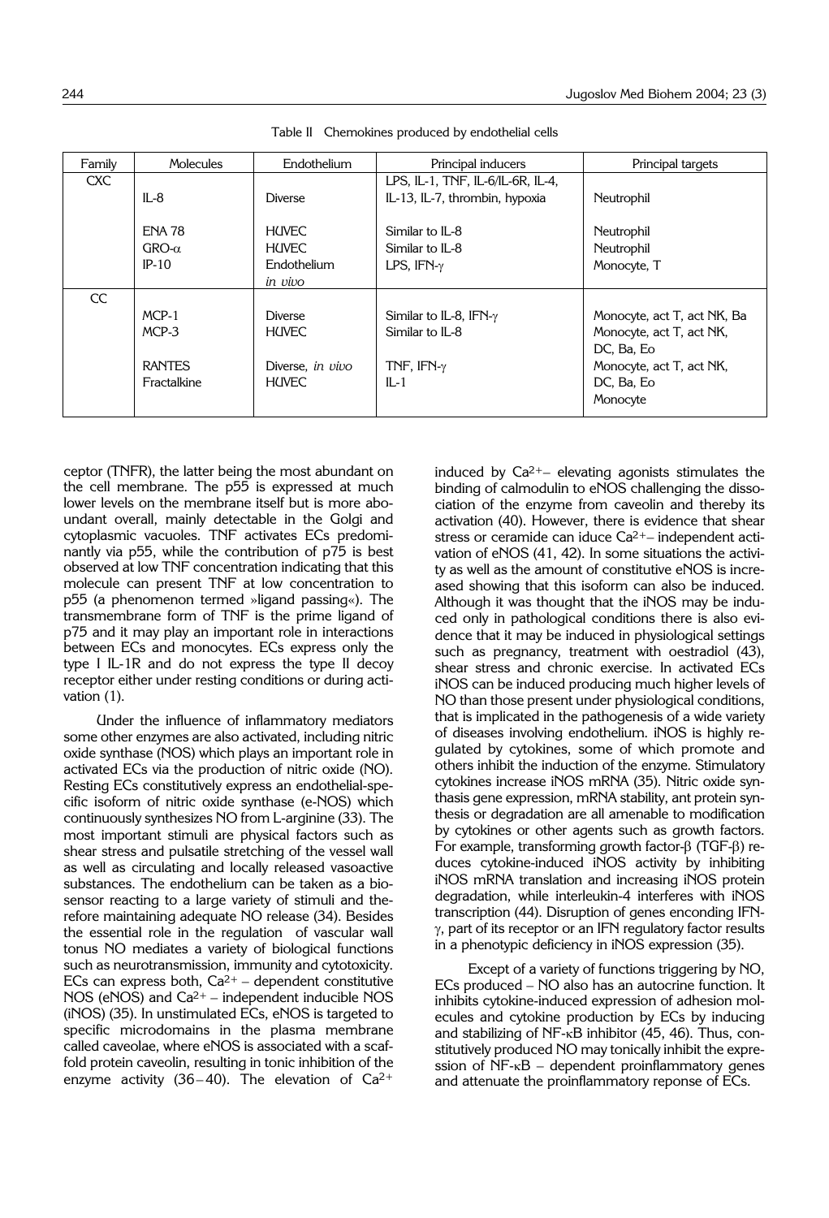Table II Chemokines produced by endothelial cells

| Family | Molecules | Endothelium | Principal inducers | Principal targets |
|---|---|---|---|---|
| CXC | IL-8 | Diverse | LPS, IL-1, TNF, IL-6/IL-6R, IL-4, IL-13, IL-7, thrombin, hypoxia | Neutrophil |
| | ENA 78 | HUVEC | Similar to IL-8 | Neutrophil |
| | GRO-α | HUVEC | Similar to IL-8 | Neutrophil |
| | IP-10 | Endothelium *in vivo* | LPS, IFN-γ | Monocyte, T |
| CC | MCP-1 | Diverse | Similar to IL-8, IFN-γ | Monocyte, act T, act NK, Ba |
| | MCP-3 | HUVEC | Similar to IL-8 | Monocyte, act T, act NK, DC, Ba, Eo |
| | RANTES | Diverse, *in vivo* | TNF, IFN-γ | Monocyte, act T, act NK, DC, Ba, Eo |
| | Fractalkine | HUVEC | IL-1 | Monocyte |

ceptor (TNFR), the latter being the most abundant on the cell membrane. The p55 is expressed at much lower levels on the membrane itself but is more abo­undant overall, mainly detectable in the Golgi and cytoplasmic vacuoles. TNF activates ECs predomi­nantly via p55, while the contribution of p75 is best observed at low TNF concentration indicating that this molecule can present TNF at low concentration to p55 (a phenomenon termed »ligand passing«). The transmembrane form of TNF is the prime ligand of p75 and it may play an important role in interactions between ECs and monocytes. ECs express only the type I IL-1R and do not express the type II decoy receptor either under resting conditions or during acti­vation (1).

Under the influence of inflammatory mediators some other enzymes are also activated, including nitric oxide synthase (NOS) which plays an important role in activated ECs via the production of nitric oxide (NO). Resting ECs constitutively express an endothelial-spe­cific isoform of nitric oxide synthase (e-NOS) which continuously synthesizes NO from L-arginine (33). The most important stimuli are physical factors such as shear stress and pulsatile stretching of the vessel wall as well as circulating and locally released vasoactive substances. The endothelium can be taken as a bio­sensor reacting to a large variety of stimuli and the­refore maintaining adequate NO release (34). Besides the essential role in the regulation of vascular wall tonus NO mediates a variety of biological functions such as neurotransmission, immunity and cytotoxicity. ECs can express both, $Ca^{2+}$ – dependent constitutive NOS (eNOS) and $Ca^{2+}$ – independent inducible NOS (iNOS) (35). In unstimulated ECs, eNOS is targeted to specific microdomains in the plasma membrane called caveolae, where eNOS is associated with a scaf­fold protein caveolin, resulting in tonic inhibition of the enzyme activity (36–40). The elevation of $Ca^{2+}$ induced by $Ca^{2+}$– elevating agonists stimulates the binding of calmodulin to eNOS challenging the disso­ciation of the enzyme from caveolin and thereby its activation (40). However, there is evidence that shear stress or ceramide can iduce $Ca^{2+}$– independent acti­vation of eNOS (41, 42). In some situations the activi­ty as well as the amount of constitutive eNOS is incre­ased showing that this isoform can also be induced. Although it was thought that the iNOS may be indu­ced only in pathological conditions there is also evi­dence that it may be induced in physiological settings such as pregnancy, treatment with oestradiol (43), shear stress and chronic exercise. In activated ECs iNOS can be induced producing much higher levels of NO than those present under physiological conditions, that is implicated in the pathogenesis of a wide variety of diseases involving endothelium. iNOS is highly re­gulated by cytokines, some of which promote and others inhibit the induction of the enzyme. Stimulatory cytokines increase iNOS mRNA (35). Nitric oxide syn­thasis gene expression, mRNA stability, ant protein syn­thesis or degradation are all amenable to modification by cytokines or other agents such as growth factors. For example, transforming growth factor-β (TGF-β) re­duces cytokine-induced iNOS activity by inhibiting iNOS mRNA translation and increasing iNOS protein degradation, while interleukin-4 interferes with iNOS transcription (44). Disruption of genes enconding IFN-γ, part of its receptor or an IFN regulatory factor results in a phenotypic deficiency in iNOS expression (35).

Except of a variety of functions triggering by NO, ECs produced – NO also has an autocrine function. It inhibits cytokine-induced expression of adhesion mol­ecules and cytokine production by ECs by inducing and stabilizing of NF-κB inhibitor (45, 46). Thus, con­stitutively produced NO may tonically inhibit the expre­ssion of NF-κB – dependent proinflammatory genes and attenuate the proinflammatory reponse of ECs.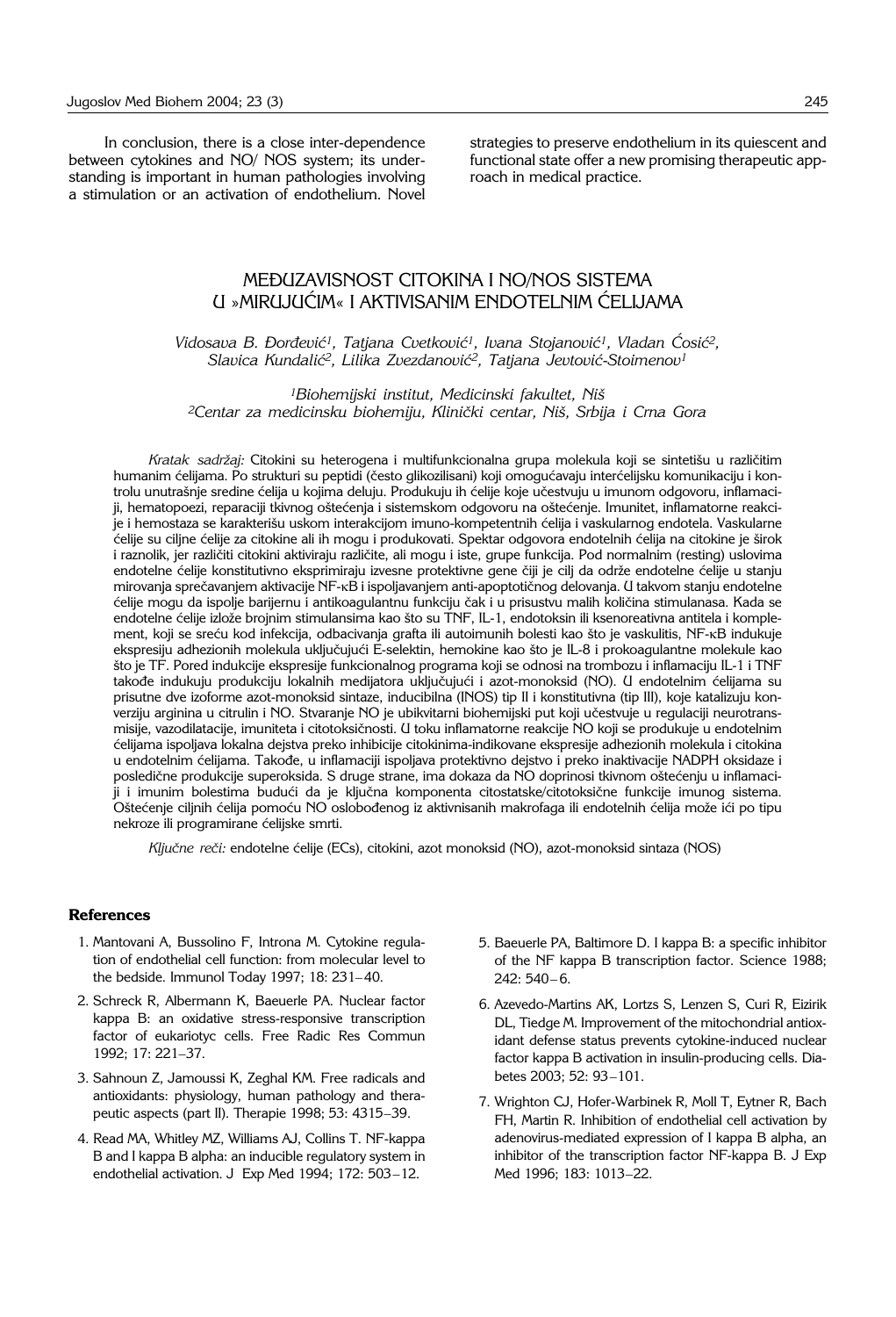In conclusion, there is a close inter-dependence between cytokines and NO/ NOS system; its understanding is important in human pathologies involving a stimulation or an activation of endothelium. Novel strategies to preserve endothelium in its quiescent and functional state offer a new promising therapeutic approach in medical practice.

## MEĐUZAVISNOST CITOKINA I NO/NOS SISTEMA U »MIRUJUĆIM« I AKTIVISANIM ENDOTELNIM ĆELIJAMA

*Vidosava B. Đorđević[1], Tatjana Cvetković[1], Ivana Stojanović[1], Vladan Ćosić[2], Slavica Kundalić[2], Lilika Zvezdanović[2], Tatjana Jevtović-Stoimenov[1]*

*[1]Biohemijski institut, Medicinski fakultet, Niš*
*[2]Centar za medicinsku biohemiju, Klinički centar, Niš, Srbija i Crna Gora*

*Kratak sadržaj:* Citokini su heterogena i multifunkcionalna grupa molekula koji se sintetišu u različitim humanim ćelijama. Po strukturi su peptidi (često glikozilisani) koji omogućavaju interćelijsku komunikaciju i kontrolu unutrašnje sredine ćelija u kojima deluju. Produkuju ih ćelije koje učestvuju u imunom odgovoru, inflamaciji, hematopoezi, reparaciji tkivnog oštećenja i sistemskom odgovoru na oštećenje. Imunitet, inflamatorne reakcije i hemostaza se karakterišu uskom interakcijom imuno-kompetentnih ćelija i vaskularnog endotela. Vaskularne ćelije su ciljne ćelije za citokine ali ih mogu i produkovati. Spektar odgovora endotelnih ćelija na citokine je širok i raznolik, jer različiti citokini aktiviraju različite, ali mogu i iste, grupe funkcija. Pod normalnim (resting) uslovima endotelne ćelije konstitutivno eksprimiraju izvesne protektivne gene čiji je cilj da održe endotelne ćelije u stanju mirovanja sprečavanjem aktivacije NF-κB i ispoljavanjem anti-apoptotičnog delovanja. U takvom stanju endotelne ćelije mogu da ispolje barijernu i antikoagulantnu funkciju čak i u prisustvu malih količina stimulanasa. Kada se endotelne ćelije izlože brojnim stimulansima kao što su TNF, IL-1, endotoksin ili ksenoreativna antitela i komplement, koji se sreću kod infekcija, odbacivanja grafta ili autoimunih bolesti kao što je vaskulitis, NF-κB indukuje ekspresiju adhezionih molekula uključujući E-selektin, hemokine kao što je IL-8 i prokoagulantne molekule kao što je TF. Pored indukcije ekspresije funkcionalnog programa koji se odnosi na trombozu i inflamaciju IL-1 i TNF takođe indukuju produkciju lokalnih medijatora uključujući i azot-monoksid (NO). U endotelnim ćelijama su prisutne dve izoforme azot-monoksid sintaze, inducibilna (INOS) tip II i konstitutivna (tip III), koje katalizuju konverziju arginina u citrulin i NO. Stvaranje NO je ubikvitarni biohemijski put koji učestvuje u regulaciji neurotransmisije, vazodilatacije, imuniteta i citotoksičnosti. U toku inflamatorne reakcije NO koji se produkuje u endotelnim ćelijama ispoljava lokalna dejstva preko inhibicije citokinima-indikovane ekspresije adhezionih molekula i citokina u endotelnim ćelijama. Takođe, u inflamaciji ispoljava protektivno dejstvo i preko inaktivacije NADPH oksidaze i posledične produkcije superoksida. S druge strane, ima dokaza da NO doprinosi tkivnom oštećenju u inflamaciji i imunim bolestima budući da je ključna komponenta citostatske/citotoksične funkcije imunog sistema. Oštećenje ciljnih ćelija pomoću NO oslobođenog iz aktivnisanih makrofaga ili endotelnih ćelija može ići po tipu nekroze ili programirane ćelijske smrti.

*Ključne reči:* endotelne ćelije (ECs), citokini, azot monoksid (NO), azot-monoksid sintaza (NOS)

### References

1. Mantovani A, Bussolino F, Introna M. Cytokine regulation of endothelial cell function: from molecular level to the bedside. Immunol Today 1997; 18: 231–40.
2. Schreck R, Albermann K, Baeuerle PA. Nuclear factor kappa B: an oxidative stress-responsive transcription factor of eukariotyc cells. Free Radic Res Commun 1992; 17: 221–37.
3. Sahnoun Z, Jamoussi K, Zeghal KM. Free radicals and antioxidants: physiology, human pathology and therapeutic aspects (part II). Therapie 1998; 53: 4315–39.
4. Read MA, Whitley MZ, Williams AJ, Collins T. NF-kappa B and I kappa B alpha: an inducible regulatory system in endothelial activation. J Exp Med 1994; 172: 503–12.
5. Baeuerle PA, Baltimore D. I kappa B: a specific inhibitor of the NF kappa B transcription factor. Science 1988; 242: 540–6.
6. Azevedo-Martins AK, Lortzs S, Lenzen S, Curi R, Eizirik DL, Tiedge M. Improvement of the mitochondrial antioxidant defense status prevents cytokine-induced nuclear factor kappa B activation in insulin-producing cells. Diabetes 2003; 52: 93–101.
7. Wrighton CJ, Hofer-Warbinek R, Moll T, Eytner R, Bach FH, Martin R. Inhibition of endothelial cell activation by adenovirus-mediated expression of I kappa B alpha, an inhibitor of the transcription factor NF-kappa B. J Exp Med 1996; 183: 1013–22.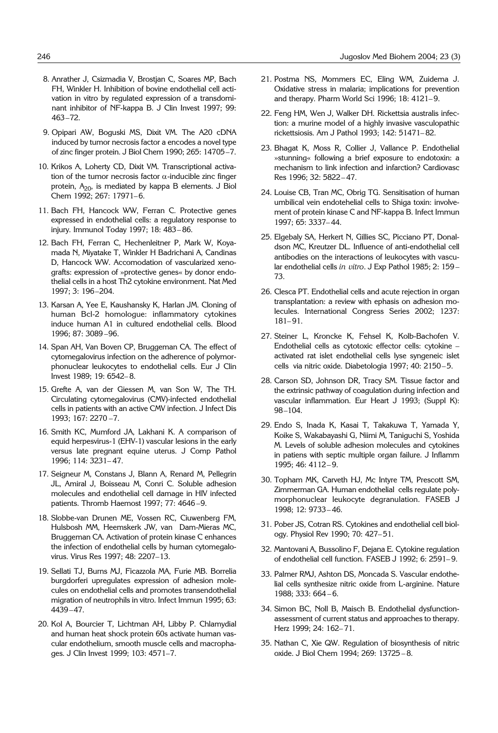8. Anrather J, Csizmadia V, Brostjan C, Soares MP, Bach FH, Winkler H. Inhibition of bovine endothelial cell activation in vitro by regulated expression of a transdominant inhibitor of NF-kappa B. J Clin Invest 1997; 99: 463–72.

9. Opipari AW, Boguski MS, Dixit VM. The A20 cDNA induced by tumor necrosis factor a encodes a novel type of zinc finger protein. J Biol Chem 1990; 265: 14705–7.

10. Krikos A, Loherty CD, Dixit VM. Transcriptional activation of the tumor necrosis factor $\alpha$-inducible zinc finger protein, $A_{20}$, is mediated by kappa B elements. J Biol Chem 1992; 267: 17971–6.

11. Bach FH, Hancock WW, Ferran C. Protective genes expressed in endothelial cells: a regulatory response to injury. Immunol Today 1997; 18: 483–86.

12. Bach FH, Ferran C, Hechenleitner P, Mark W, Koyamada N, Miyatake T, Winkler H Badrichani A, Candinas D, Hancock WW. Accomodation of vascularized xenografts: expression of »protective genes« by donor endothelial cells in a host Th2 cytokine environment. Nat Med 1997; 3: 196–204.

13. Karsan A, Yee E, Kaushansky K, Harlan JM. Cloning of human Bcl-2 homologue: inflammatory cytokines induce human A1 in cultured endothelial cells. Blood 1996; 87: 3089–96.

14. Span AH, Van Boven CP, Bruggeman CA. The effect of cytomegalovirus infection on the adherence of polymorphonuclear leukocytes to endothelial cells. Eur J Clin Invest 1989; 19: 6542–8.

15. Grefte A, van der Giessen M, van Son W, The TH. Circulating cytomegalovirus (CMV)-infected endothelial cells in patients with an active CMV infection. J Infect Dis 1993; 167: 2270–7.

16. Smith KC, Mumford JA, Lakhani K. A comparison of equid herpesvirus-1 (EHV-1) vascular lesions in the early versus late pregnant equine uterus. J Comp Pathol 1996; 114: 3231–47.

17. Seigneur M, Constans J, Blann A, Renard M, Pellegrin JL, Amiral J, Boisseau M, Conri C. Soluble adhesion molecules and endothelial cell damage in HIV infected patients. Thromb Haemost 1997; 77: 4646–9.

18. Slobbe-van Drunen ME, Vossen RC, Ciuwenberg FM, Hulsbosh MM, Heemskerk JW, van Dam-Mieras MC, Bruggeman CA. Activation of protein kinase C enhances the infection of endothelial cells by human cytomegalovirus. Virus Res 1997; 48: 2207–13.

19. Sellati TJ, Burns MJ, Ficazzola MA, Furie MB. Borrelia burgdorferi upregulates expression of adhesion molecules on endothelial cells and promotes transendothelial migration of neutrophils in vitro. Infect Immun 1995; 63: 4439–47.

20. Kol A, Bourcier T, Lichtman AH, Libby P. Chlamydial and human heat shock protein 60s activate human vascular endothelium, smooth muscle cells and macrophages. J Clin Invest 1999; 103: 4571–7.

21. Postma NS, Mommers EC, Eling WM, Zuidema J. Oxidative stress in malaria; implications for prevention and therapy. Pharm World Sci 1996; 18: 4121–9.

22. Feng HM, Wen J, Walker DH. Rickettsia australis infection: a murine model of a highly invasive vasculopathic rickettsiosis. Am J Pathol 1993; 142: 51471–82.

23. Bhagat K, Moss R, Collier J, Vallance P. Endothelial »stunning« following a brief exposure to endotoxin: a mechanism to link infection and infarction? Cardiovasc Res 1996; 32: 5822–47.

24. Louise CB, Tran MC, Obrig TG. Sensitisation of human umbilical vein endotehelial cells to Shiga toxin: involvement of protein kinase C and NF-kappa B. Infect Immun 1997; 65: 3337–44.

25. Elgebaly SA, Herkert N, Gillies SC, Picciano PT, Donaldson MC, Kreutzer DL. Influence of anti-endothelial cell antibodies on the interactions of leukocytes with vascular endothelial cells *in vitro*. J Exp Pathol 1985; 2: 159–73.

26. Clesca PT. Endothelial cells and acute rejection in organ transplantation: a review with ephasis on adhesion molecules. International Congress Series 2002; 1237: 181–91.

27. Steiner L, Kroncke K, Fehsel K, Kolb-Bachofen V. Endothelial cells as cytotoxic effector cells: cytokine – activated rat islet endothelial cells lyse syngeneic islet cells via nitric oxide. Diabetologia 1997; 40: 2150–5.

28. Carson SD, Johnson DR, Tracy SM. Tissue factor and the extrinsic pathway of coagulation during infection and vascular inflammation. Eur Heart J 1993; (Suppl K): 98–104.

29. Endo S, Inada K, Kasai T, Takakuwa T, Yamada Y, Koike S, Wakabayashi G, Niimi M, Taniguchi S, Yoshida M. Levels of soluble adhesion molecules and cytokines in patiens with septic multiple organ failure. J Inflamm 1995; 46: 4112–9.

30. Topham MK, Carveth HJ, Mc Intyre TM, Prescott SM, Zimmerman GA. Human endothelial cells regulate polymorphonuclear leukocyte degranulation. FASEB J 1998; 12: 9733–46.

31. Pober JS, Cotran RS. Cytokines and endothelial cell biology. Physiol Rev 1990; 70: 427–51.

32. Mantovani A, Bussolino F, Dejana E. Cytokine regulation of endothelial cell function. FASEB J 1992; 6: 2591–9.

33. Palmer RMJ, Ashton DS, Moncada S. Vascular endothelial cells synthesize nitric oxide from L-arginine. Nature 1988; 333: 664–6.

34. Simon BC, Noll B, Maisch B. Endothelial dysfunction-assessment of current status and approaches to therapy. Herz 1999; 24: 162–71.

35. Nathan C, Xie QW. Regulation of biosynthesis of nitric oxide. J Biol Chem 1994; 269: 13725–8.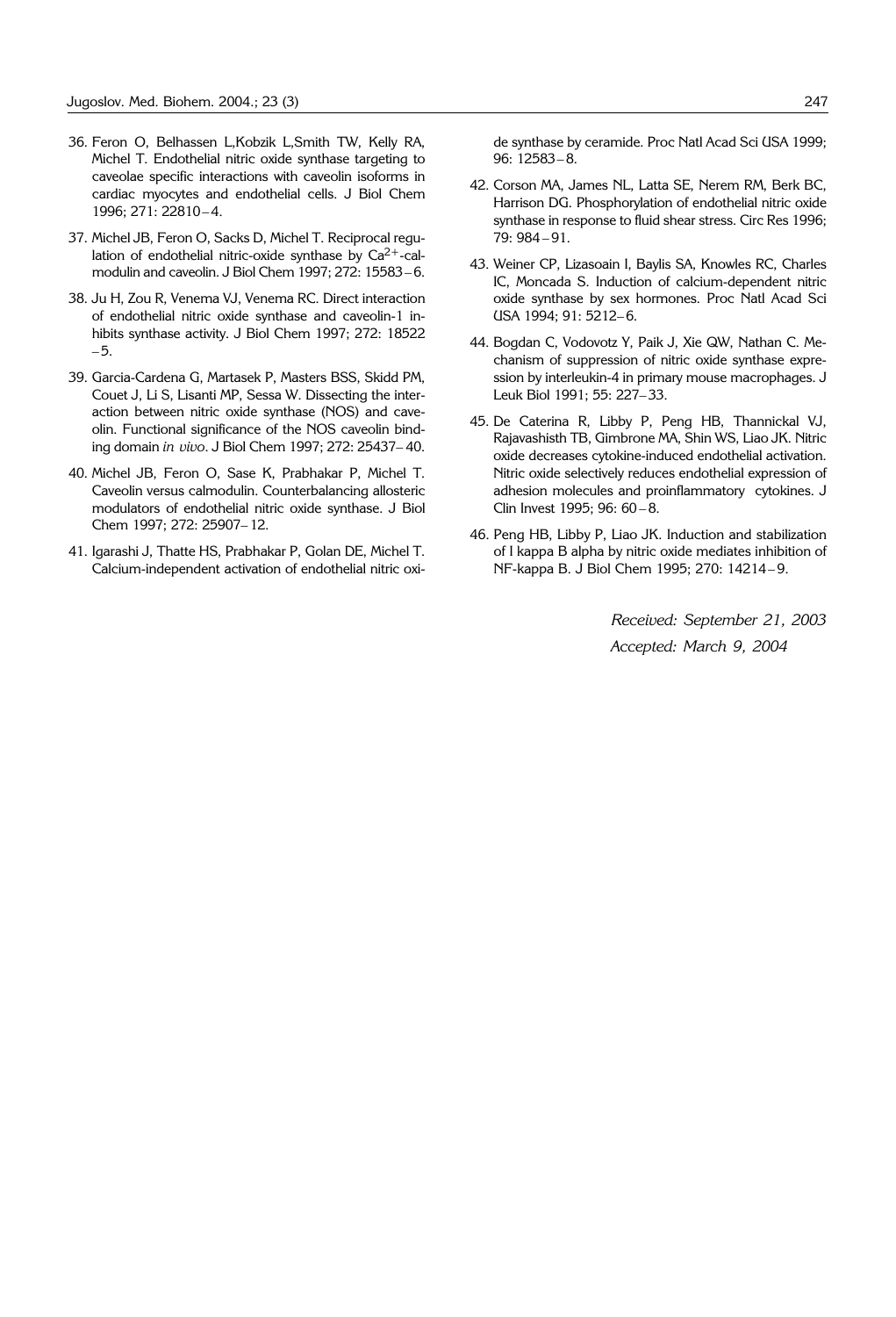36. Feron O, Belhassen L,Kobzik L,Smith TW, Kelly RA, Michel T. Endothelial nitric oxide synthase targeting to caveolae specific interactions with caveolin isoforms in cardiac myocytes and endothelial cells. J Biol Chem 1996; 271: 22810–4.

37. Michel JB, Feron O, Sacks D, Michel T. Reciprocal regulation of endothelial nitric-oxide synthase by $Ca^{2+}$-calmodulin and caveolin. J Biol Chem 1997; 272: 15583–6.

38. Ju H, Zou R, Venema VJ, Venema RC. Direct interaction of endothelial nitric oxide synthase and caveolin-1 inhibits synthase activity. J Biol Chem 1997; 272: 18522–5.

39. Garcia-Cardena G, Martasek P, Masters BSS, Skidd PM, Couet J, Li S, Lisanti MP, Sessa W. Dissecting the interaction between nitric oxide synthase (NOS) and caveolin. Functional significance of the NOS caveolin binding domain *in vivo*. J Biol Chem 1997; 272: 25437–40.

40. Michel JB, Feron O, Sase K, Prabhakar P, Michel T. Caveolin versus calmodulin. Counterbalancing allosteric modulators of endothelial nitric oxide synthase. J Biol Chem 1997; 272: 25907–12.

41. Igarashi J, Thatte HS, Prabhakar P, Golan DE, Michel T. Calcium-independent activation of endothelial nitric oxide synthase by ceramide. Proc Natl Acad Sci USA 1999; 96: 12583–8.

42. Corson MA, James NL, Latta SE, Nerem RM, Berk BC, Harrison DG. Phosphorylation of endothelial nitric oxide synthase in response to fluid shear stress. Circ Res 1996; 79: 984–91.

43. Weiner CP, Lizasoain I, Baylis SA, Knowles RC, Charles IC, Moncada S. Induction of calcium-dependent nitric oxide synthase by sex hormones. Proc Natl Acad Sci USA 1994; 91: 5212–6.

44. Bogdan C, Vodovotz Y, Paik J, Xie QW, Nathan C. Mechanism of suppression of nitric oxide synthase expression by interleukin-4 in primary mouse macrophages. J Leuk Biol 1991; 55: 227–33.

45. De Caterina R, Libby P, Peng HB, Thannickal VJ, Rajavashisth TB, Gimbrone MA, Shin WS, Liao JK. Nitric oxide decreases cytokine-induced endothelial activation. Nitric oxide selectively reduces endothelial expression of adhesion molecules and proinflammatory cytokines. J Clin Invest 1995; 96: 60–8.

46. Peng HB, Libby P, Liao JK. Induction and stabilization of I kappa B alpha by nitric oxide mediates inhibition of NF-kappa B. J Biol Chem 1995; 270: 14214–9.

*Received: September 21, 2003*

*Accepted: March 9, 2004*